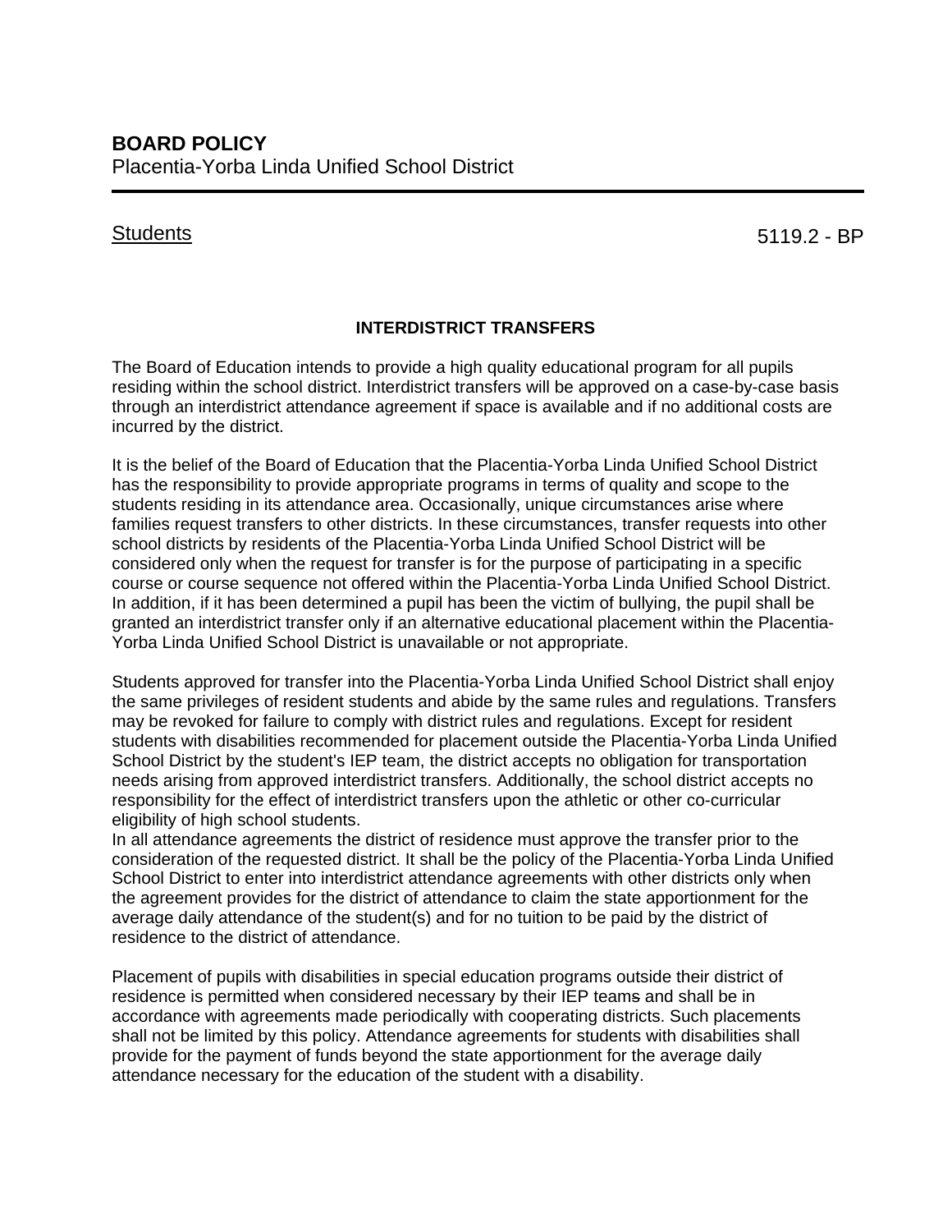**BOARD POLICY**
Placentia-Yorba Linda Unified School District

Students 5119.2 - BP

### INTERDISTRICT TRANSFERS

The Board of Education intends to provide a high quality educational program for all pupils residing within the school district. Interdistrict transfers will be approved on a case-by-case basis through an interdistrict attendance agreement if space is available and if no additional costs are incurred by the district.

It is the belief of the Board of Education that the Placentia-Yorba Linda Unified School District has the responsibility to provide appropriate programs in terms of quality and scope to the students residing in its attendance area. Occasionally, unique circumstances arise where families request transfers to other districts. In these circumstances, transfer requests into other school districts by residents of the Placentia-Yorba Linda Unified School District will be considered only when the request for transfer is for the purpose of participating in a specific course or course sequence not offered within the Placentia-Yorba Linda Unified School District. In addition, if it has been determined a pupil has been the victim of bullying, the pupil shall be granted an interdistrict transfer only if an alternative educational placement within the Placentia-Yorba Linda Unified School District is unavailable or not appropriate.

Students approved for transfer into the Placentia-Yorba Linda Unified School District shall enjoy the same privileges of resident students and abide by the same rules and regulations. Transfers may be revoked for failure to comply with district rules and regulations. Except for resident students with disabilities recommended for placement outside the Placentia-Yorba Linda Unified School District by the student's IEP team, the district accepts no obligation for transportation needs arising from approved interdistrict transfers. Additionally, the school district accepts no responsibility for the effect of interdistrict transfers upon the athletic or other co-curricular eligibility of high school students.
In all attendance agreements the district of residence must approve the transfer prior to the consideration of the requested district. It shall be the policy of the Placentia-Yorba Linda Unified School District to enter into interdistrict attendance agreements with other districts only when the agreement provides for the district of attendance to claim the state apportionment for the average daily attendance of the student(s) and for no tuition to be paid by the district of residence to the district of attendance.

Placement of pupils with disabilities in special education programs outside their district of residence is permitted when considered necessary by their IEP teams and shall be in accordance with agreements made periodically with cooperating districts. Such placements shall not be limited by this policy. Attendance agreements for students with disabilities shall provide for the payment of funds beyond the state apportionment for the average daily attendance necessary for the education of the student with a disability.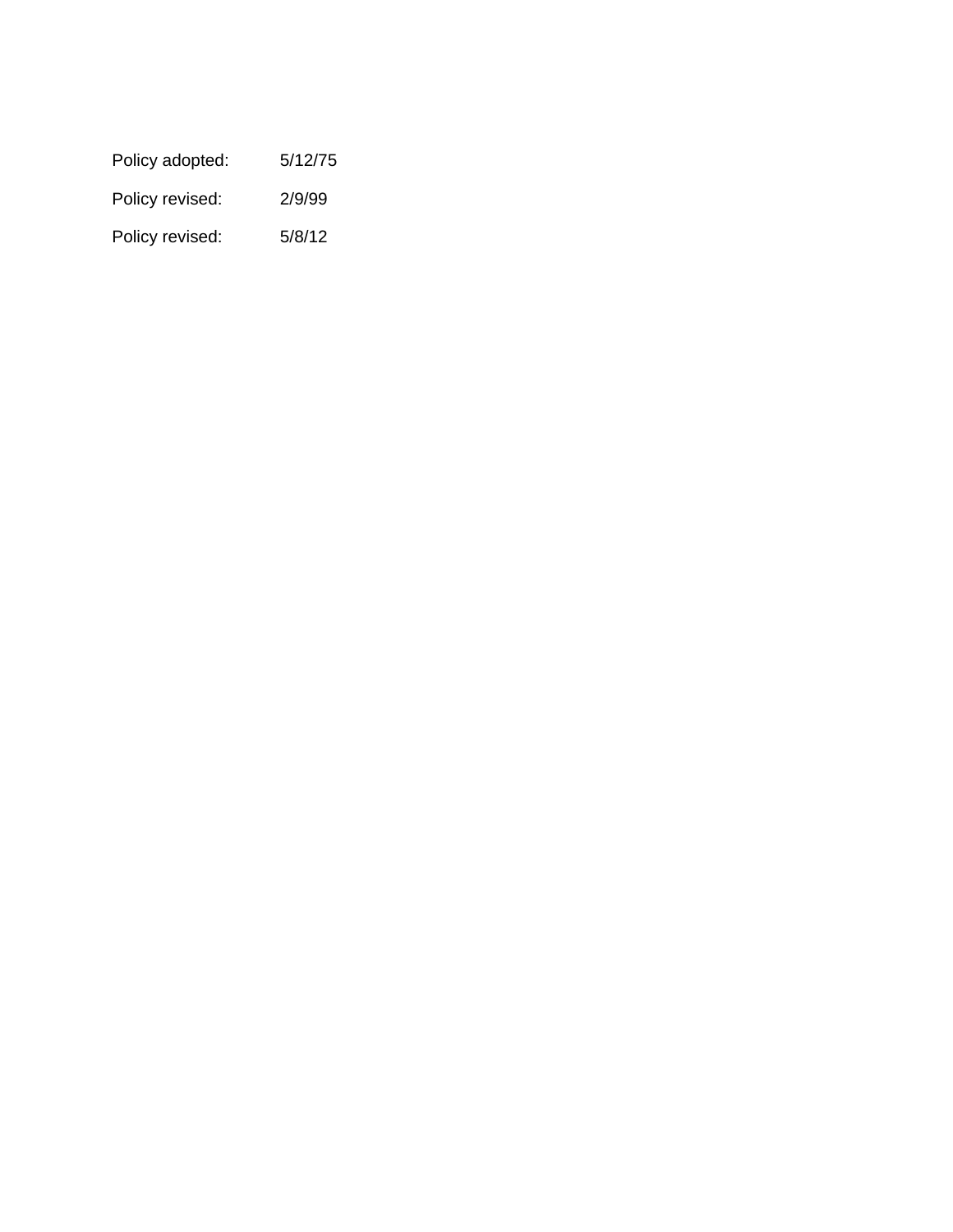| | |
|---|---|
| Policy adopted: | 5/12/75 |
| Policy revised: | 2/9/99 |
| Policy revised: | 5/8/12 |